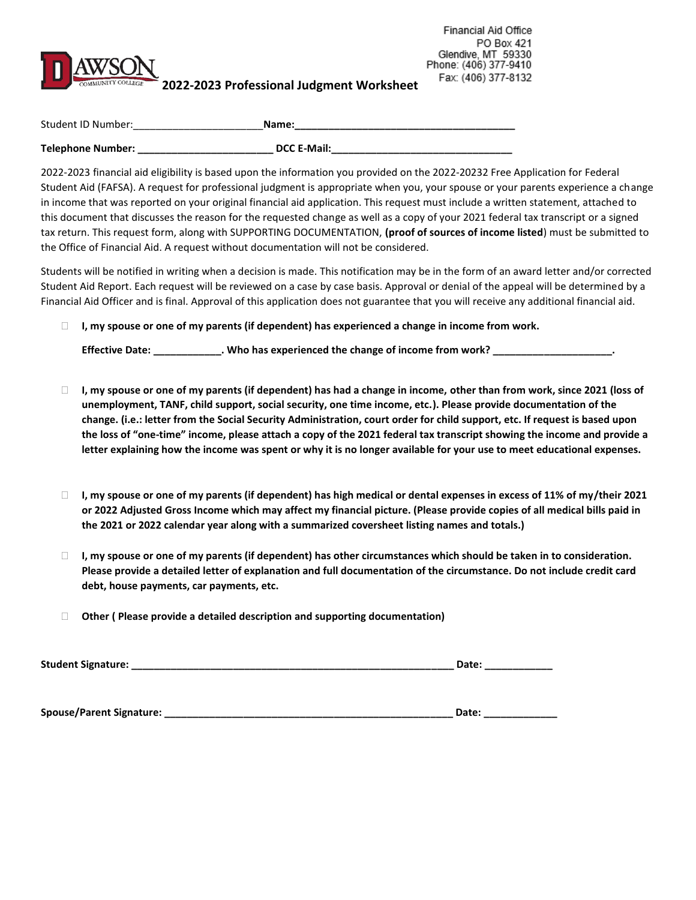Financial Aid Office
PO Box 421
Glendive, MT 59330
Phone: (406) 377-9410
Fax: (406) 377-8132

DAWSON COMMUNITY COLLEGE

# 2022-2023 Professional Judgment Worksheet

Student ID Number:_______________________ **Name:_________________________________________**

**Telephone Number: _________________________ DCC E-Mail:_________________________________**

2022-2023 financial aid eligibility is based upon the information you provided on the 2022-20232 Free Application for Federal Student Aid (FAFSA). A request for professional judgment is appropriate when you, your spouse or your parents experience a change in income that was reported on your original financial aid application. This request must include a written statement, attached to this document that discusses the reason for the requested change as well as a copy of your 2021 federal tax transcript or a signed tax return. This request form, along with SUPPORTING DOCUMENTATION, **(proof of sources of income listed**) must be submitted to the Office of Financial Aid. A request without documentation will not be considered.

Students will be notified in writing when a decision is made. This notification may be in the form of an award letter and/or corrected Student Aid Report. Each request will be reviewed on a case by case basis. Approval or denial of the appeal will be determined by a Financial Aid Officer and is final. Approval of this application does not guarantee that you will receive any additional financial aid.

- ☐ **I, my spouse or one of my parents (if dependent) has experienced a change in income from work.**

  **Effective Date: ____________. Who has experienced the change of income from work? _____________________.**

- ☐ **I, my spouse or one of my parents (if dependent) has had a change in income, other than from work, since 2021 (loss of unemployment, TANF, child support, social security, one time income, etc.). Please provide documentation of the change. (i.e.: letter from the Social Security Administration, court order for child support, etc. If request is based upon the loss of "one-time" income, please attach a copy of the 2021 federal tax transcript showing the income and provide a letter explaining how the income was spent or why it is no longer available for your use to meet educational expenses.**

- ☐ **I, my spouse or one of my parents (if dependent) has high medical or dental expenses in excess of 11% of my/their 2021 or 2022 Adjusted Gross Income which may affect my financial picture. (Please provide copies of all medical bills paid in the 2021 or 2022 calendar year along with a summarized coversheet listing names and totals.)**

- ☐ **I, my spouse or one of my parents (if dependent) has other circumstances which should be taken in to consideration. Please provide a detailed letter of explanation and full documentation of the circumstance. Do not include credit card debt, house payments, car payments, etc.**

- ☐ **Other ( Please provide a detailed description and supporting documentation)**

**Student Signature: ___________________________________________________________ Date: ____________**

**Spouse/Parent Signature: ______________________________________________________ Date: _____________**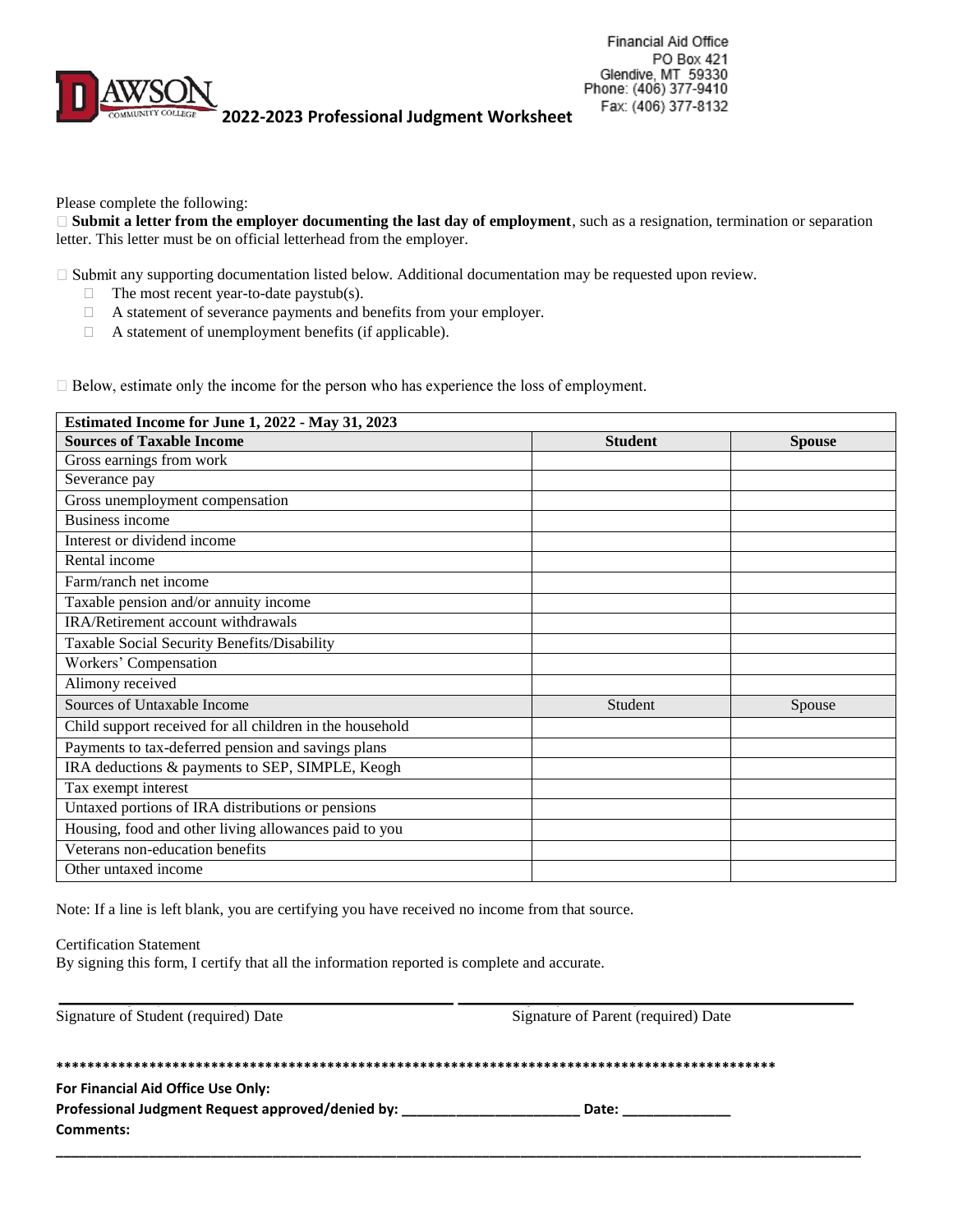Financial Aid Office
PO Box 421
Glendive, MT 59330
Phone: (406) 377-9410
Fax: (406) 377-8132

DAWSON COMMUNITY COLLEGE

# 2022-2023 Professional Judgment Worksheet

Please complete the following:

- ☐ **Submit a letter from the employer documenting the last day of employment**, such as a resignation, termination or separation letter. This letter must be on official letterhead from the employer.

- ☐ Submit any supporting documentation listed below. Additional documentation may be requested upon review.
  - ☐ The most recent year-to-date paystub(s).
  - ☐ A statement of severance payments and benefits from your employer.
  - ☐ A statement of unemployment benefits (if applicable).

- ☐ Below, estimate only the income for the person who has experience the loss of employment.

| **Estimated Income for June 1, 2022 - May 31, 2023** | | |
|---|---|---|
| **Sources of Taxable Income** | **Student** | **Spouse** |
| Gross earnings from work | | |
| Severance pay | | |
| Gross unemployment compensation | | |
| Business income | | |
| Interest or dividend income | | |
| Rental income | | |
| Farm/ranch net income | | |
| Taxable pension and/or annuity income | | |
| IRA/Retirement account withdrawals | | |
| Taxable Social Security Benefits/Disability | | |
| Workers' Compensation | | |
| Alimony received | | |
| Sources of Untaxable Income | Student | Spouse |
| Child support received for all children in the household | | |
| Payments to tax-deferred pension and savings plans | | |
| IRA deductions & payments to SEP, SIMPLE, Keogh | | |
| Tax exempt interest | | |
| Untaxed portions of IRA distributions or pensions | | |
| Housing, food and other living allowances paid to you | | |
| Veterans non-education benefits | | |
| Other untaxed income | | |

Note: If a line is left blank, you are certifying you have received no income from that source.

Certification Statement
By signing this form, I certify that all the information reported is complete and accurate.

\_\_\_\_\_\_\_\_\_\_\_\_\_\_\_\_\_\_\_\_\_\_\_\_\_\_\_\_\_\_\_\_\_\_\_\_\_\_ \_\_\_\_\_\_\_\_\_\_\_\_\_\_\_\_\_\_\_\_\_\_\_\_\_\_\_\_\_\_\_\_\_\_\_\_\_\_

Signature of Student (required) Date | Signature of Parent (required) Date

***************************************************************************************************

**For Financial Aid Office Use Only:**

**Professional Judgment Request approved/denied by: \_\_\_\_\_\_\_\_\_\_\_\_\_\_\_\_\_\_\_\_\_\_\_\_ Date: \_\_\_\_\_\_\_\_\_\_\_\_\_\_\_**

**Comments:**

\_\_\_\_\_\_\_\_\_\_\_\_\_\_\_\_\_\_\_\_\_\_\_\_\_\_\_\_\_\_\_\_\_\_\_\_\_\_\_\_\_\_\_\_\_\_\_\_\_\_\_\_\_\_\_\_\_\_\_\_\_\_\_\_\_\_\_\_\_\_\_\_\_\_\_\_\_\_